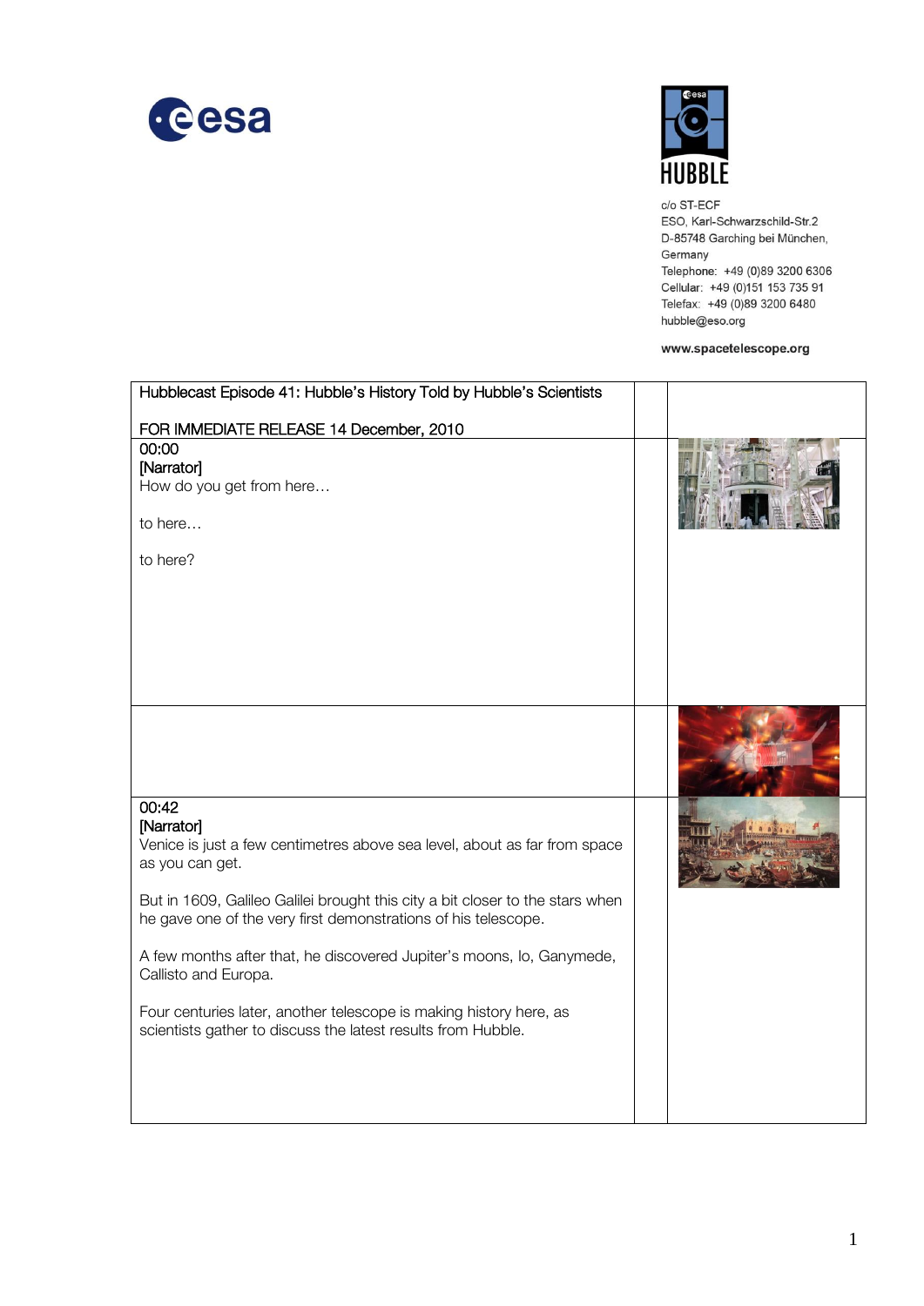c/o ST-ECF
ESO, Karl-Schwarzschild-Str.2
D-85748 Garching bei München,
Germany
Telephone: +49 (0)89 3200 6306
Cellular: +49 (0)151 153 735 91
Telefax: +49 (0)89 3200 6480
hubble@eso.org

**www.spacetelescope.org**

| Hubblecast Episode 41: Hubble's History Told by Hubble's Scientists<br><br>FOR IMMEDIATE RELEASE 14 December, 2010 | | |
|---|---|---|
| 00:00<br>[Narrator]<br>How do you get from here…<br><br>to here…<br><br>to here? | | |
| | | |
| 00:42<br>[Narrator]<br>Venice is just a few centimetres above sea level, about as far from space as you can get.<br><br>But in 1609, Galileo Galilei brought this city a bit closer to the stars when he gave one of the very first demonstrations of his telescope.<br><br>A few months after that, he discovered Jupiter's moons, Io, Ganymede, Callisto and Europa.<br><br>Four centuries later, another telescope is making history here, as scientists gather to discuss the latest results from Hubble. | | |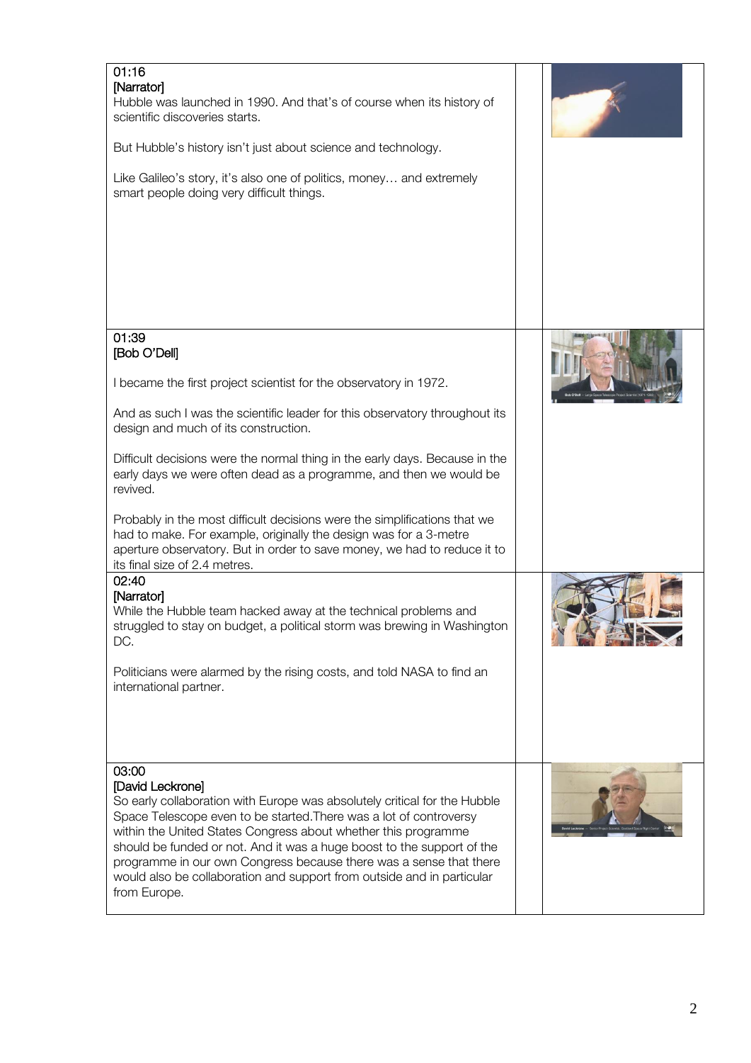| | | |
|---|---|---|
| 01:16<br>[Narrator]<br>Hubble was launched in 1990. And that's of course when its history of scientific discoveries starts.<br><br>But Hubble's history isn't just about science and technology.<br><br>Like Galileo's story, it's also one of politics, money… and extremely smart people doing very difficult things. | | |
| 01:39<br>[Bob O'Dell]<br><br>I became the first project scientist for the observatory in 1972.<br><br>And as such I was the scientific leader for this observatory throughout its design and much of its construction.<br><br>Difficult decisions were the normal thing in the early days. Because in the early days we were often dead as a programme, and then we would be revived.<br><br>Probably in the most difficult decisions were the simplifications that we had to make. For example, originally the design was for a 3-metre aperture observatory. But in order to save money, we had to reduce it to its final size of 2.4 metres. | | |
| 02:40<br>[Narrator]<br>While the Hubble team hacked away at the technical problems and struggled to stay on budget, a political storm was brewing in Washington DC.<br><br>Politicians were alarmed by the rising costs, and told NASA to find an international partner. | | |
| 03:00<br>[David Leckrone]<br>So early collaboration with Europe was absolutely critical for the Hubble Space Telescope even to be started.There was a lot of controversy within the United States Congress about whether this programme should be funded or not. And it was a huge boost to the support of the programme in our own Congress because there was a sense that there would also be collaboration and support from outside and in particular from Europe. | | |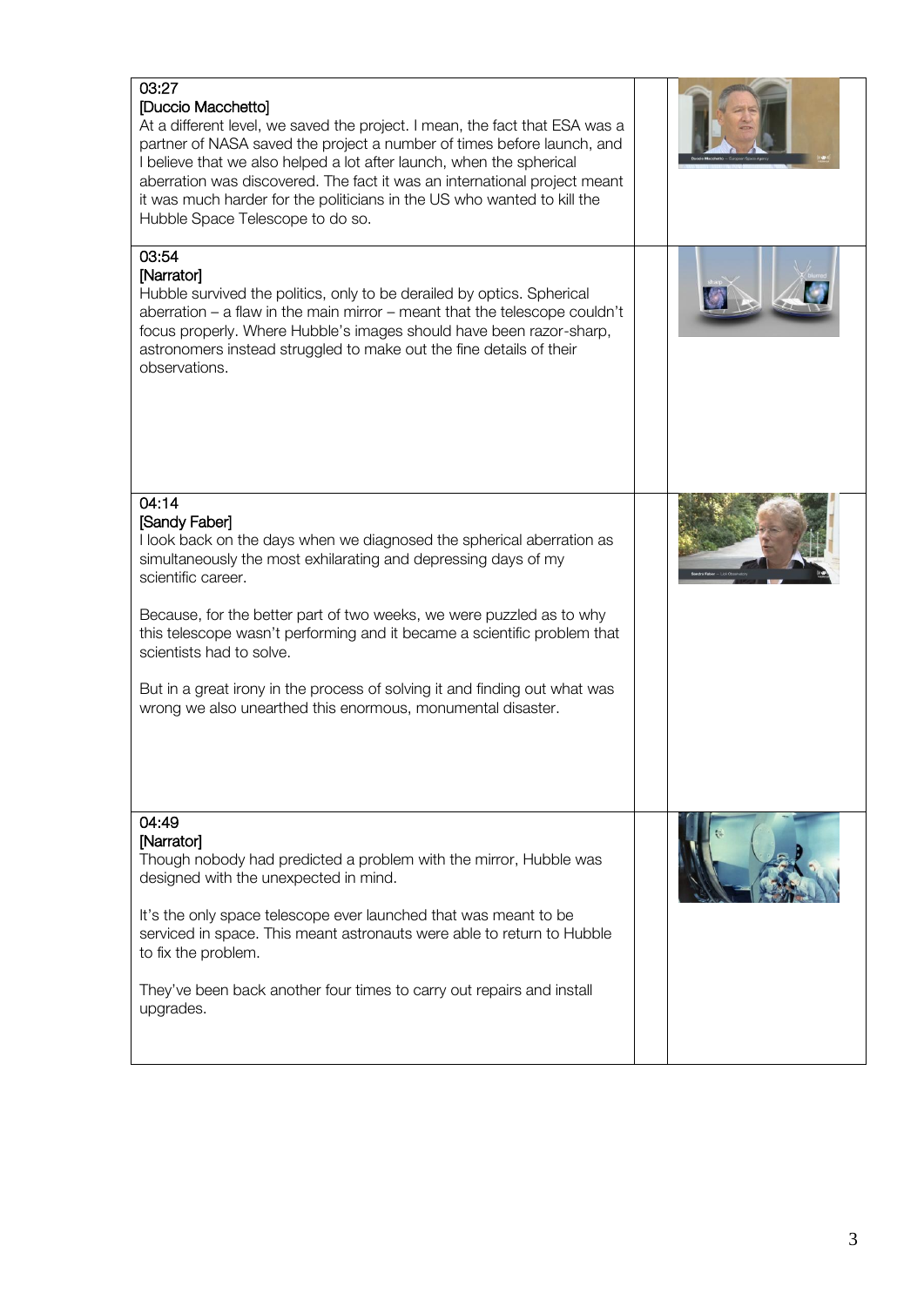| | | |
|---|---|---|
| 03:27<br>[Duccio Macchetto]<br>At a different level, we saved the project. I mean, the fact that ESA was a partner of NASA saved the project a number of times before launch, and I believe that we also helped a lot after launch, when the spherical aberration was discovered. The fact it was an international project meant it was much harder for the politicians in the US who wanted to kill the Hubble Space Telescope to do so. | | |
| 03:54<br>[Narrator]<br>Hubble survived the politics, only to be derailed by optics. Spherical aberration – a flaw in the main mirror – meant that the telescope couldn't focus properly. Where Hubble's images should have been razor-sharp, astronomers instead struggled to make out the fine details of their observations. | | |
| 04:14<br>[Sandy Faber]<br>I look back on the days when we diagnosed the spherical aberration as simultaneously the most exhilarating and depressing days of my scientific career.<br><br>Because, for the better part of two weeks, we were puzzled as to why this telescope wasn't performing and it became a scientific problem that scientists had to solve.<br><br>But in a great irony in the process of solving it and finding out what was wrong we also unearthed this enormous, monumental disaster. | | |
| 04:49<br>[Narrator]<br>Though nobody had predicted a problem with the mirror, Hubble was designed with the unexpected in mind.<br><br>It's the only space telescope ever launched that was meant to be serviced in space. This meant astronauts were able to return to Hubble to fix the problem.<br><br>They've been back another four times to carry out repairs and install upgrades. | | |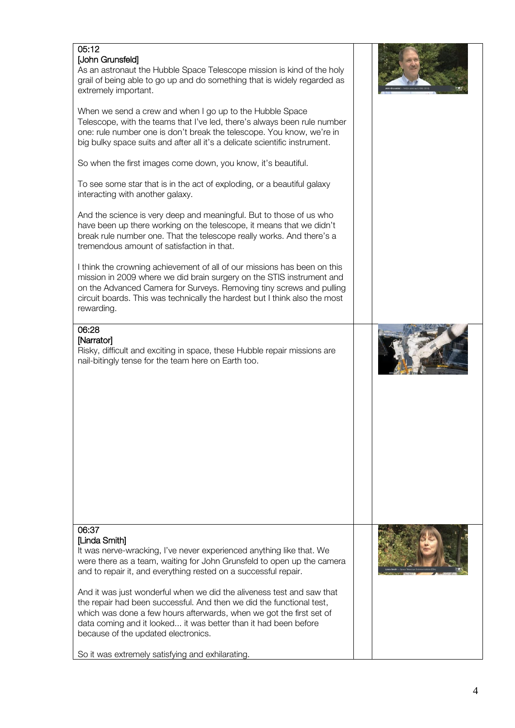05:12
[John Grunsfeld]
As an astronaut the Hubble Space Telescope mission is kind of the holy grail of being able to go up and do something that is widely regarded as extremely important.

When we send a crew and when I go up to the Hubble Space Telescope, with the teams that I've led, there's always been rule number one: rule number one is don't break the telescope. You know, we're in big bulky space suits and after all it's a delicate scientific instrument.

So when the first images come down, you know, it's beautiful.

To see some star that is in the act of exploding, or a beautiful galaxy interacting with another galaxy.

And the science is very deep and meaningful. But to those of us who have been up there working on the telescope, it means that we didn't break rule number one. That the telescope really works. And there's a tremendous amount of satisfaction in that.

I think the crowning achievement of all of our missions has been on this mission in 2009 where we did brain surgery on the STIS instrument and on the Advanced Camera for Surveys. Removing tiny screws and pulling circuit boards. This was technically the hardest but I think also the most rewarding.

06:28
[Narrator]
Risky, difficult and exciting in space, these Hubble repair missions are nail-bitingly tense for the team here on Earth too.

06:37
[Linda Smith]
It was nerve-wracking, I've never experienced anything like that. We were there as a team, waiting for John Grunsfeld to open up the camera and to repair it, and everything rested on a successful repair.

And it was just wonderful when we did the aliveness test and saw that the repair had been successful. And then we did the functional test, which was done a few hours afterwards, when we got the first set of data coming and it looked... it was better than it had been before because of the updated electronics.

So it was extremely satisfying and exhilarating.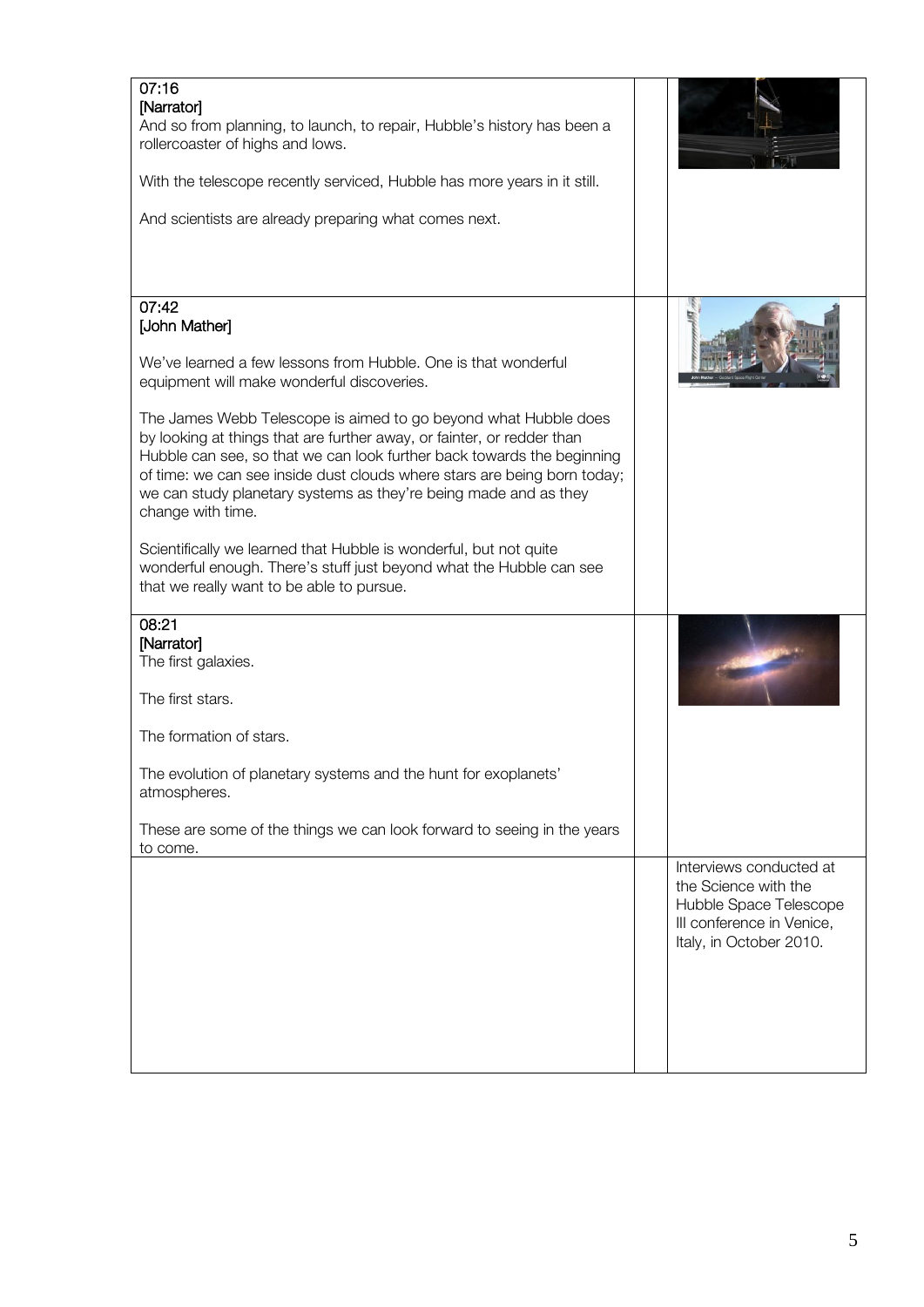| | | |
|---|---|---|
| 07:16<br>[Narrator]<br>And so from planning, to launch, to repair, Hubble's history has been a rollercoaster of highs and lows.<br><br>With the telescope recently serviced, Hubble has more years in it still.<br><br>And scientists are already preparing what comes next. | | |
| 07:42<br>[John Mather]<br><br>We've learned a few lessons from Hubble. One is that wonderful equipment will make wonderful discoveries.<br><br>The James Webb Telescope is aimed to go beyond what Hubble does by looking at things that are further away, or fainter, or redder than Hubble can see, so that we can look further back towards the beginning of time: we can see inside dust clouds where stars are being born today; we can study planetary systems as they're being made and as they change with time.<br><br>Scientifically we learned that Hubble is wonderful, but not quite wonderful enough. There's stuff just beyond what the Hubble can see that we really want to be able to pursue. | | |
| 08:21<br>[Narrator]<br>The first galaxies.<br><br>The first stars.<br><br>The formation of stars.<br><br>The evolution of planetary systems and the hunt for exoplanets' atmospheres.<br><br>These are some of the things we can look forward to seeing in the years to come. | | |
| | | Interviews conducted at the Science with the Hubble Space Telescope III conference in Venice, Italy, in October 2010. |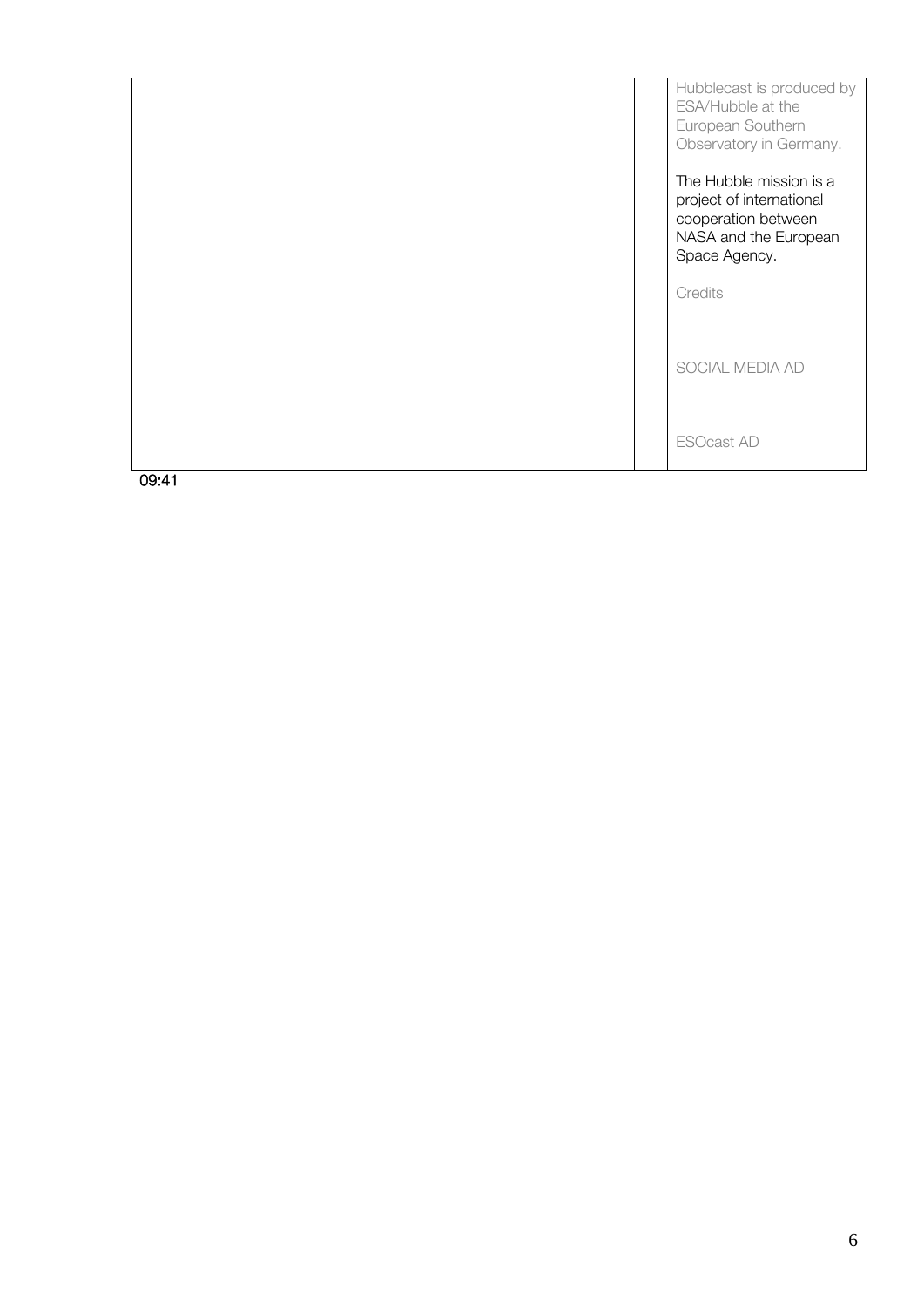| | | |
|---|---|---|
| | | Hubblecast is produced by ESA/Hubble at the European Southern Observatory in Germany.<br><br>The Hubble mission is a project of international cooperation between NASA and the European Space Agency.<br><br>Credits<br><br>SOCIAL MEDIA AD<br><br>ESOcast AD |

09:41